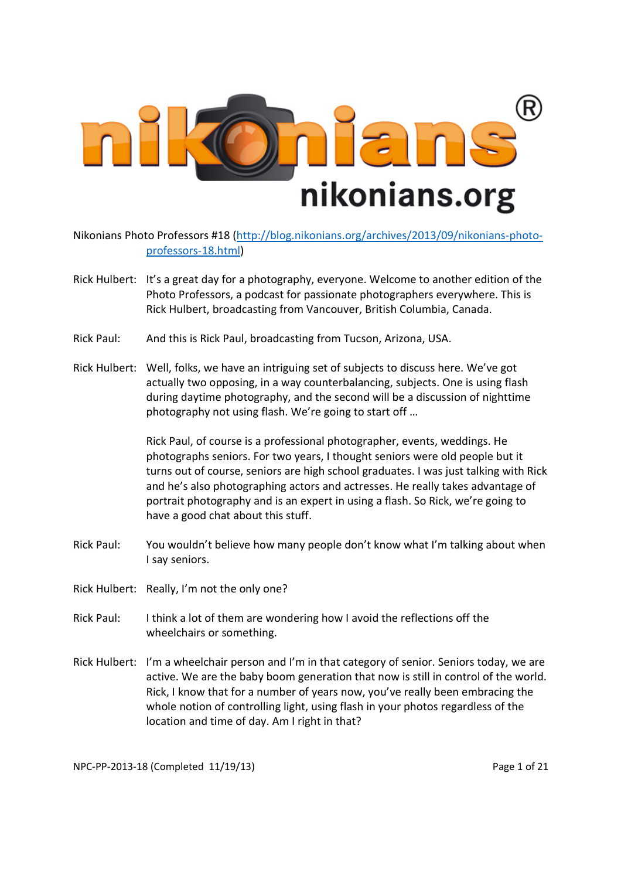Nikonians Photo Professors #18 ([http://blog.nikonians.org/archives/2013/09/nikonians-photo-professors-18.html](http://blog.nikonians.org/archives/2013/09/nikonians-photo-professors-18.html))

Rick Hulbert: It's a great day for a photography, everyone. Welcome to another edition of the Photo Professors, a podcast for passionate photographers everywhere. This is Rick Hulbert, broadcasting from Vancouver, British Columbia, Canada.

Rick Paul: And this is Rick Paul, broadcasting from Tucson, Arizona, USA.

Rick Hulbert: Well, folks, we have an intriguing set of subjects to discuss here. We've got actually two opposing, in a way counterbalancing, subjects. One is using flash during daytime photography, and the second will be a discussion of nighttime photography not using flash. We're going to start off …

Rick Paul, of course is a professional photographer, events, weddings. He photographs seniors. For two years, I thought seniors were old people but it turns out of course, seniors are high school graduates. I was just talking with Rick and he's also photographing actors and actresses. He really takes advantage of portrait photography and is an expert in using a flash. So Rick, we're going to have a good chat about this stuff.

Rick Paul: You wouldn't believe how many people don't know what I'm talking about when I say seniors.

Rick Hulbert: Really, I'm not the only one?

Rick Paul: I think a lot of them are wondering how I avoid the reflections off the wheelchairs or something.

Rick Hulbert: I'm a wheelchair person and I'm in that category of senior. Seniors today, we are active. We are the baby boom generation that now is still in control of the world. Rick, I know that for a number of years now, you've really been embracing the whole notion of controlling light, using flash in your photos regardless of the location and time of day. Am I right in that?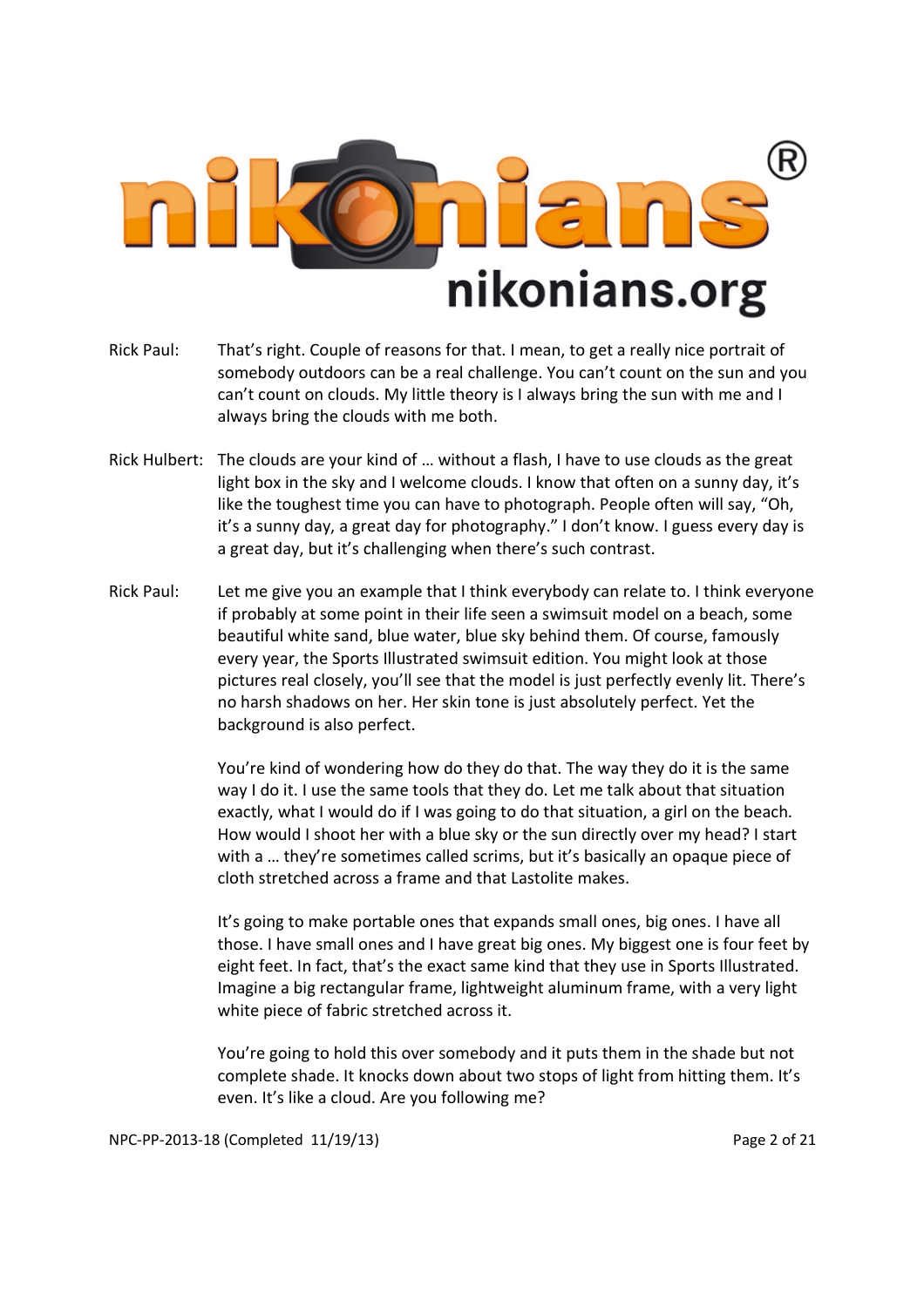**Rick Paul:** That's right. Couple of reasons for that. I mean, to get a really nice portrait of somebody outdoors can be a real challenge. You can't count on the sun and you can't count on clouds. My little theory is I always bring the sun with me and I always bring the clouds with me both.

**Rick Hulbert:** The clouds are your kind of … without a flash, I have to use clouds as the great light box in the sky and I welcome clouds. I know that often on a sunny day, it's like the toughest time you can have to photograph. People often will say, "Oh, it's a sunny day, a great day for photography." I don't know. I guess every day is a great day, but it's challenging when there's such contrast.

**Rick Paul:** Let me give you an example that I think everybody can relate to. I think everyone if probably at some point in their life seen a swimsuit model on a beach, some beautiful white sand, blue water, blue sky behind them. Of course, famously every year, the Sports Illustrated swimsuit edition. You might look at those pictures real closely, you'll see that the model is just perfectly evenly lit. There's no harsh shadows on her. Her skin tone is just absolutely perfect. Yet the background is also perfect.

You're kind of wondering how do they do that. The way they do it is the same way I do it. I use the same tools that they do. Let me talk about that situation exactly, what I would do if I was going to do that situation, a girl on the beach. How would I shoot her with a blue sky or the sun directly over my head? I start with a … they're sometimes called scrims, but it's basically an opaque piece of cloth stretched across a frame and that Lastolite makes.

It's going to make portable ones that expands small ones, big ones. I have all those. I have small ones and I have great big ones. My biggest one is four feet by eight feet. In fact, that's the exact same kind that they use in Sports Illustrated. Imagine a big rectangular frame, lightweight aluminum frame, with a very light white piece of fabric stretched across it.

You're going to hold this over somebody and it puts them in the shade but not complete shade. It knocks down about two stops of light from hitting them. It's even. It's like a cloud. Are you following me?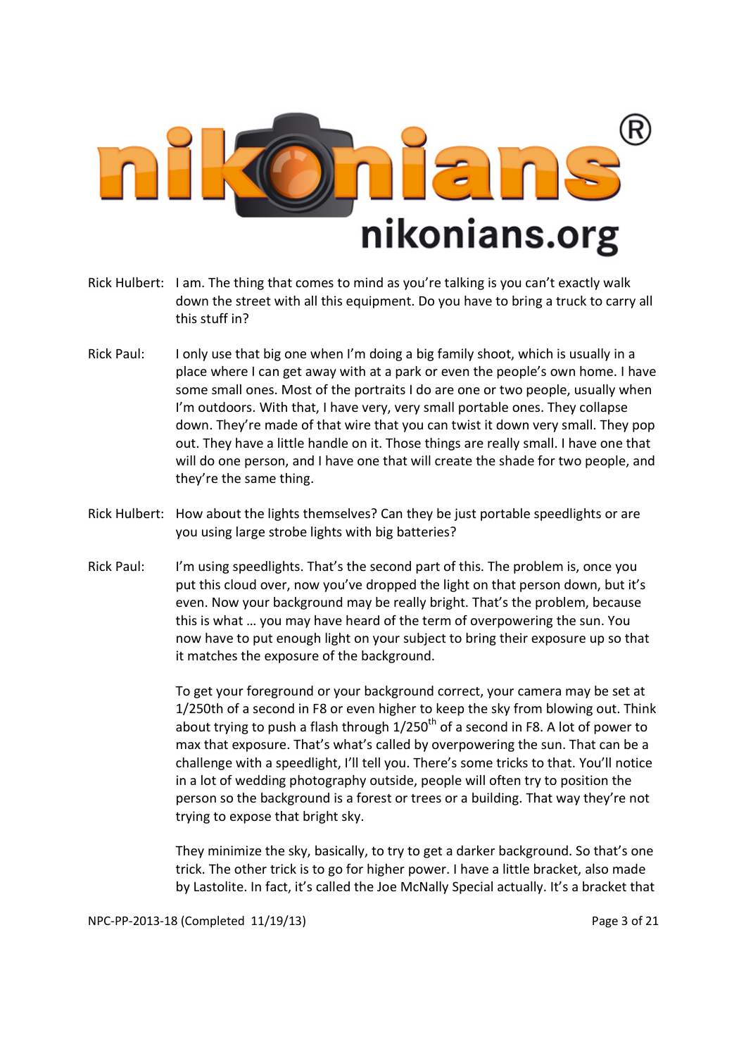Rick Hulbert: I am. The thing that comes to mind as you're talking is you can't exactly walk down the street with all this equipment. Do you have to bring a truck to carry all this stuff in?

Rick Paul: I only use that big one when I'm doing a big family shoot, which is usually in a place where I can get away with at a park or even the people's own home. I have some small ones. Most of the portraits I do are one or two people, usually when I'm outdoors. With that, I have very, very small portable ones. They collapse down. They're made of that wire that you can twist it down very small. They pop out. They have a little handle on it. Those things are really small. I have one that will do one person, and I have one that will create the shade for two people, and they're the same thing.

Rick Hulbert: How about the lights themselves? Can they be just portable speedlights or are you using large strobe lights with big batteries?

Rick Paul: I'm using speedlights. That's the second part of this. The problem is, once you put this cloud over, now you've dropped the light on that person down, but it's even. Now your background may be really bright. That's the problem, because this is what … you may have heard of the term of overpowering the sun. You now have to put enough light on your subject to bring their exposure up so that it matches the exposure of the background.

To get your foreground or your background correct, your camera may be set at 1/250th of a second in F8 or even higher to keep the sky from blowing out. Think about trying to push a flash through 1/250th of a second in F8. A lot of power to max that exposure. That's what's called by overpowering the sun. That can be a challenge with a speedlight, I'll tell you. There's some tricks to that. You'll notice in a lot of wedding photography outside, people will often try to position the person so the background is a forest or trees or a building. That way they're not trying to expose that bright sky.

They minimize the sky, basically, to try to get a darker background. So that's one trick. The other trick is to go for higher power. I have a little bracket, also made by Lastolite. In fact, it's called the Joe McNally Special actually. It's a bracket that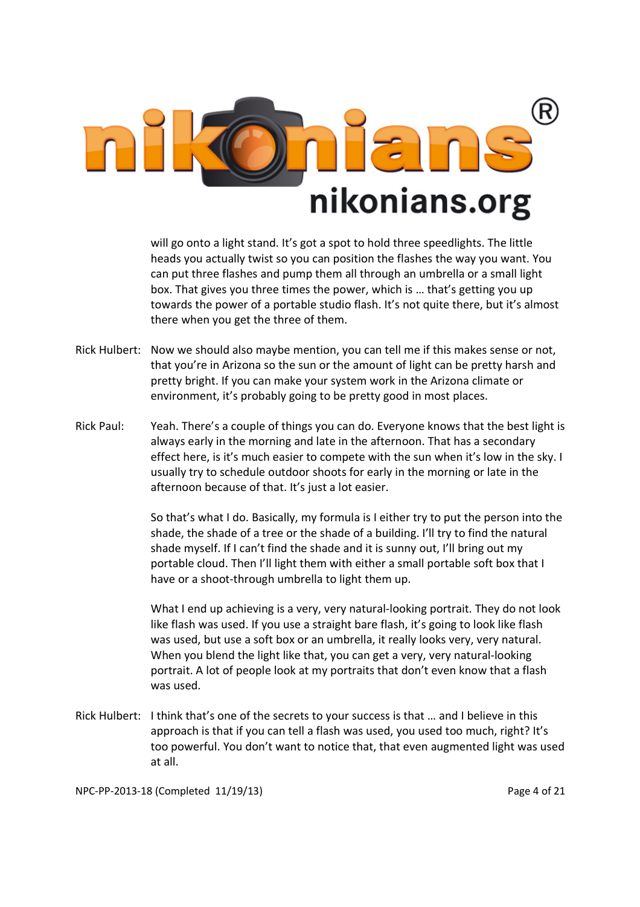will go onto a light stand. It's got a spot to hold three speedlights. The little heads you actually twist so you can position the flashes the way you want. You can put three flashes and pump them all through an umbrella or a small light box. That gives you three times the power, which is … that's getting you up towards the power of a portable studio flash. It's not quite there, but it's almost there when you get the three of them.

Rick Hulbert: Now we should also maybe mention, you can tell me if this makes sense or not, that you're in Arizona so the sun or the amount of light can be pretty harsh and pretty bright. If you can make your system work in the Arizona climate or environment, it's probably going to be pretty good in most places.

Rick Paul: Yeah. There's a couple of things you can do. Everyone knows that the best light is always early in the morning and late in the afternoon. That has a secondary effect here, is it's much easier to compete with the sun when it's low in the sky. I usually try to schedule outdoor shoots for early in the morning or late in the afternoon because of that. It's just a lot easier.

So that's what I do. Basically, my formula is I either try to put the person into the shade, the shade of a tree or the shade of a building. I'll try to find the natural shade myself. If I can't find the shade and it is sunny out, I'll bring out my portable cloud. Then I'll light them with either a small portable soft box that I have or a shoot-through umbrella to light them up.

What I end up achieving is a very, very natural-looking portrait. They do not look like flash was used. If you use a straight bare flash, it's going to look like flash was used, but use a soft box or an umbrella, it really looks very, very natural. When you blend the light like that, you can get a very, very natural-looking portrait. A lot of people look at my portraits that don't even know that a flash was used.

Rick Hulbert: I think that's one of the secrets to your success is that … and I believe in this approach is that if you can tell a flash was used, you used too much, right? It's too powerful. You don't want to notice that, that even augmented light was used at all.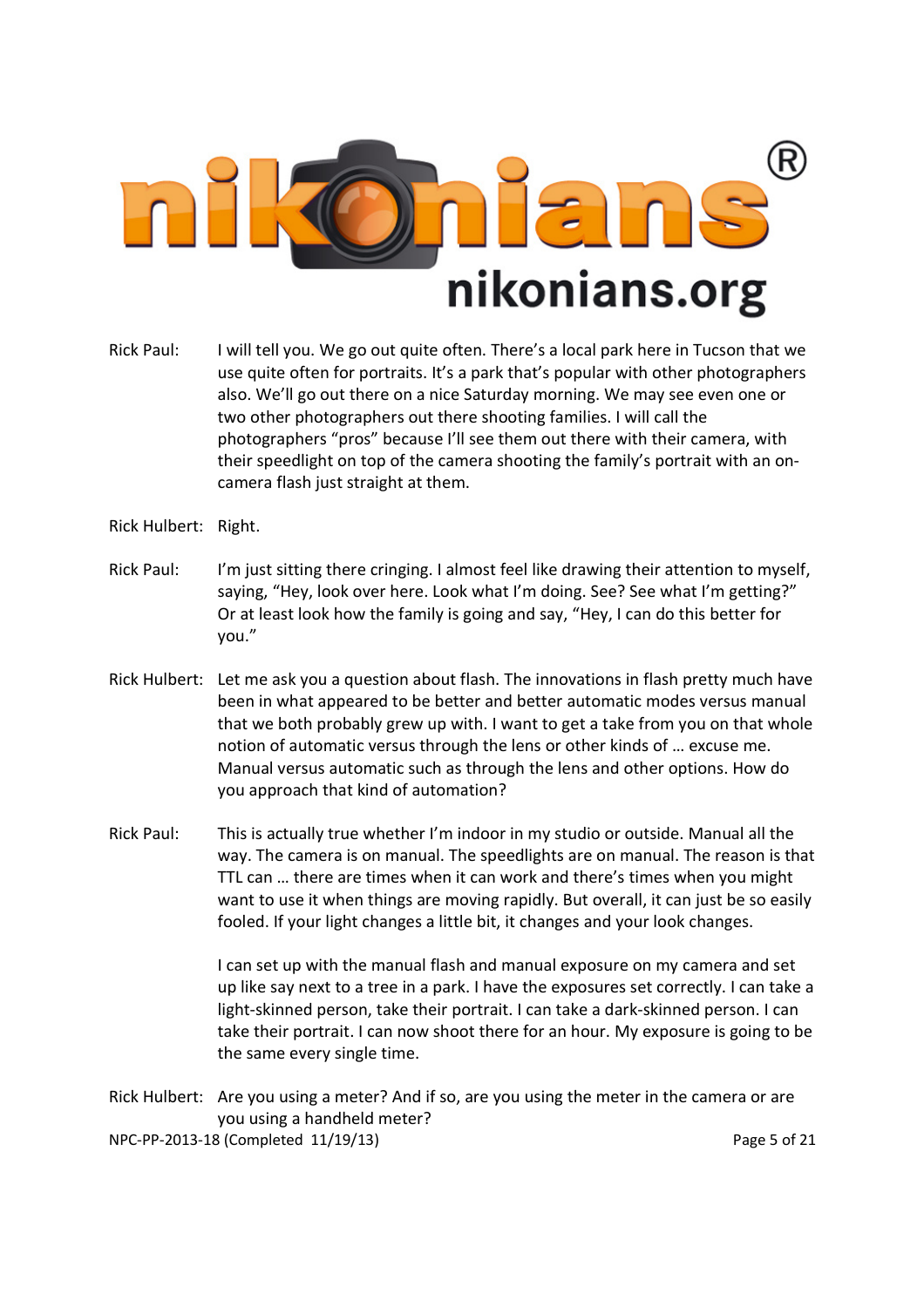Rick Paul: I will tell you. We go out quite often. There's a local park here in Tucson that we use quite often for portraits. It's a park that's popular with other photographers also. We'll go out there on a nice Saturday morning. We may see even one or two other photographers out there shooting families. I will call the photographers "pros" because I'll see them out there with their camera, with their speedlight on top of the camera shooting the family's portrait with an on-camera flash just straight at them.

Rick Hulbert: Right.

Rick Paul: I'm just sitting there cringing. I almost feel like drawing their attention to myself, saying, "Hey, look over here. Look what I'm doing. See? See what I'm getting?" Or at least look how the family is going and say, "Hey, I can do this better for you."

Rick Hulbert: Let me ask you a question about flash. The innovations in flash pretty much have been in what appeared to be better and better automatic modes versus manual that we both probably grew up with. I want to get a take from you on that whole notion of automatic versus through the lens or other kinds of … excuse me. Manual versus automatic such as through the lens and other options. How do you approach that kind of automation?

Rick Paul: This is actually true whether I'm indoor in my studio or outside. Manual all the way. The camera is on manual. The speedlights are on manual. The reason is that TTL can … there are times when it can work and there's times when you might want to use it when things are moving rapidly. But overall, it can just be so easily fooled. If your light changes a little bit, it changes and your look changes.

I can set up with the manual flash and manual exposure on my camera and set up like say next to a tree in a park. I have the exposures set correctly. I can take a light-skinned person, take their portrait. I can take a dark-skinned person. I can take their portrait. I can now shoot there for an hour. My exposure is going to be the same every single time.

Rick Hulbert: Are you using a meter? And if so, are you using the meter in the camera or are you using a handheld meter?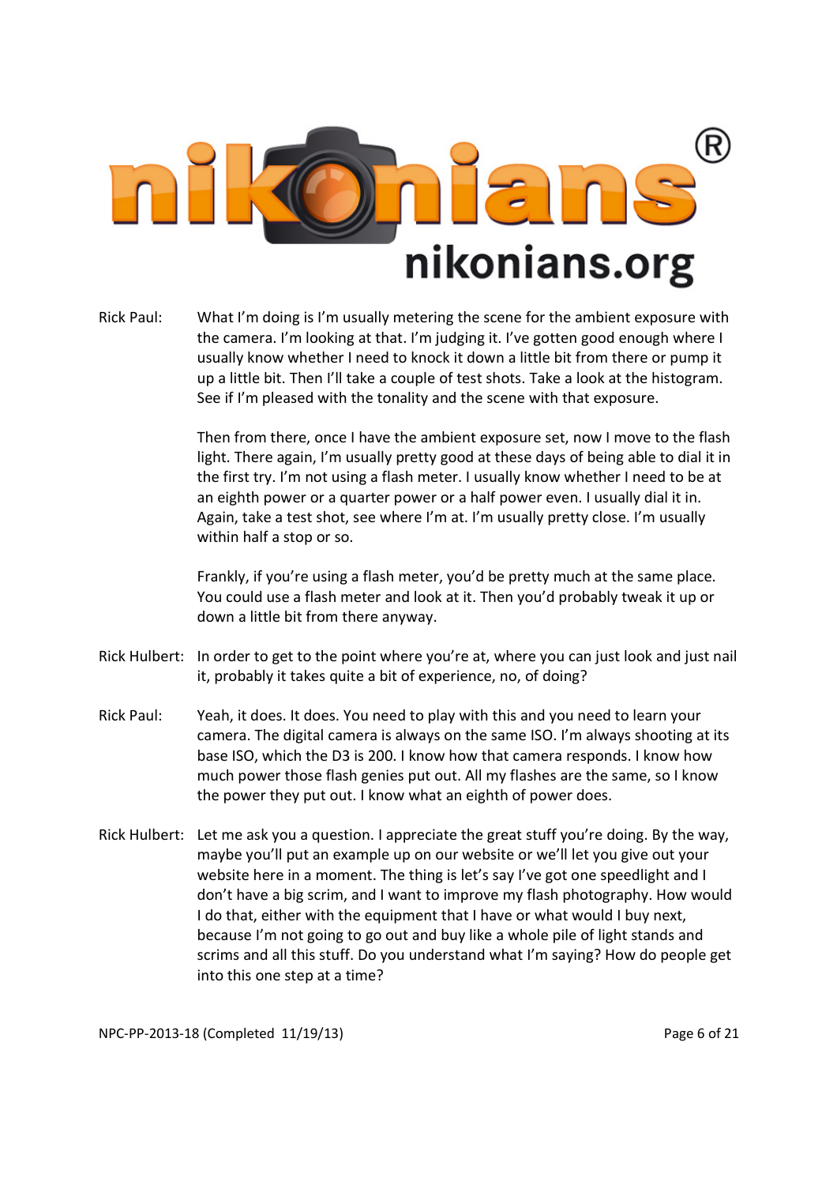Rick Paul: What I'm doing is I'm usually metering the scene for the ambient exposure with the camera. I'm looking at that. I'm judging it. I've gotten good enough where I usually know whether I need to knock it down a little bit from there or pump it up a little bit. Then I'll take a couple of test shots. Take a look at the histogram. See if I'm pleased with the tonality and the scene with that exposure.

Then from there, once I have the ambient exposure set, now I move to the flash light. There again, I'm usually pretty good at these days of being able to dial it in the first try. I'm not using a flash meter. I usually know whether I need to be at an eighth power or a quarter power or a half power even. I usually dial it in. Again, take a test shot, see where I'm at. I'm usually pretty close. I'm usually within half a stop or so.

Frankly, if you're using a flash meter, you'd be pretty much at the same place. You could use a flash meter and look at it. Then you'd probably tweak it up or down a little bit from there anyway.

Rick Hulbert: In order to get to the point where you're at, where you can just look and just nail it, probably it takes quite a bit of experience, no, of doing?

Rick Paul: Yeah, it does. It does. You need to play with this and you need to learn your camera. The digital camera is always on the same ISO. I'm always shooting at its base ISO, which the D3 is 200. I know how that camera responds. I know how much power those flash genies put out. All my flashes are the same, so I know the power they put out. I know what an eighth of power does.

Rick Hulbert: Let me ask you a question. I appreciate the great stuff you're doing. By the way, maybe you'll put an example up on our website or we'll let you give out your website here in a moment. The thing is let's say I've got one speedlight and I don't have a big scrim, and I want to improve my flash photography. How would I do that, either with the equipment that I have or what would I buy next, because I'm not going to go out and buy like a whole pile of light stands and scrims and all this stuff. Do you understand what I'm saying? How do people get into this one step at a time?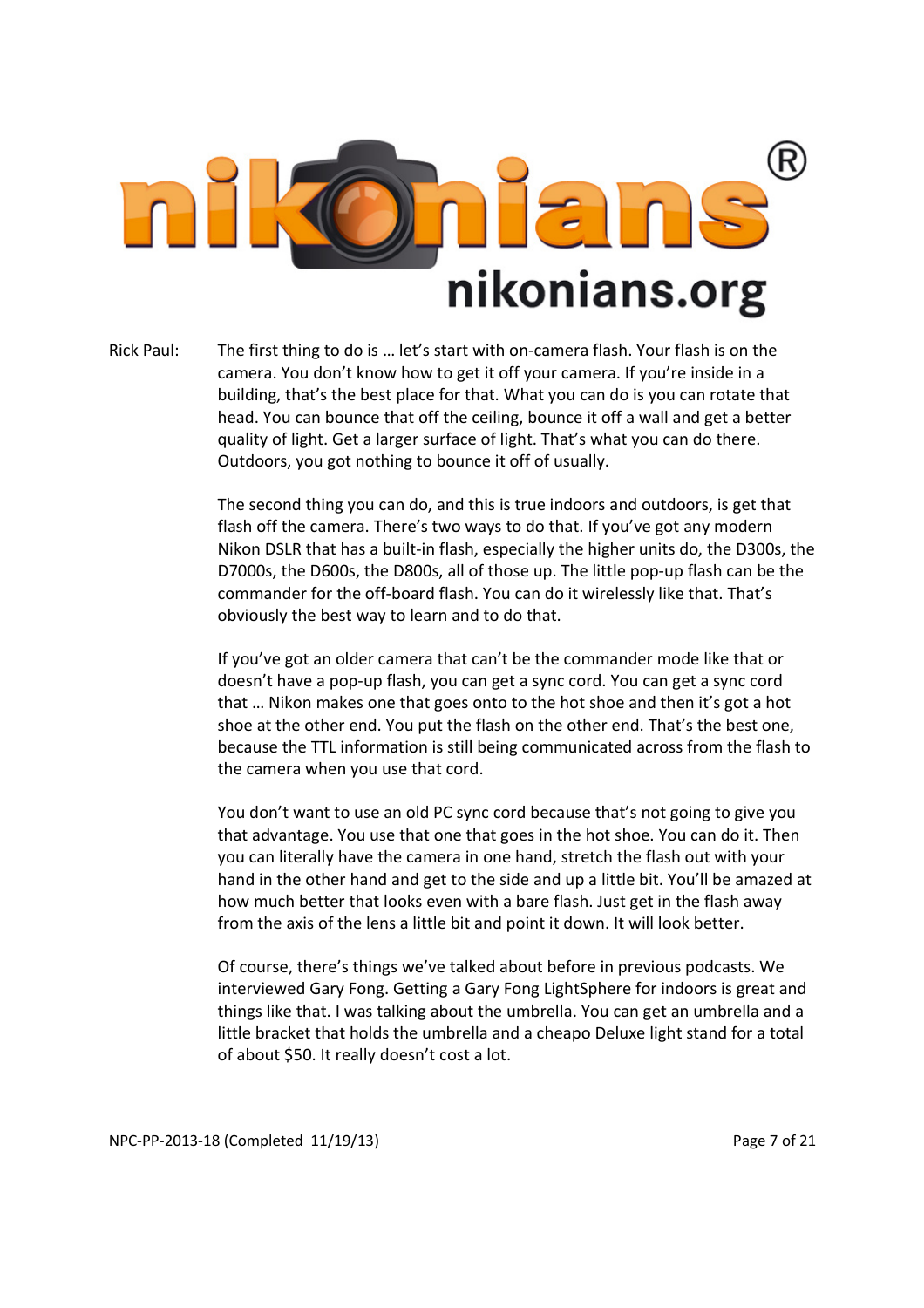Rick Paul: The first thing to do is … let's start with on-camera flash. Your flash is on the camera. You don't know how to get it off your camera. If you're inside in a building, that's the best place for that. What you can do is you can rotate that head. You can bounce that off the ceiling, bounce it off a wall and get a better quality of light. Get a larger surface of light. That's what you can do there. Outdoors, you got nothing to bounce it off of usually.

The second thing you can do, and this is true indoors and outdoors, is get that flash off the camera. There's two ways to do that. If you've got any modern Nikon DSLR that has a built-in flash, especially the higher units do, the D300s, the D7000s, the D600s, the D800s, all of those up. The little pop-up flash can be the commander for the off-board flash. You can do it wirelessly like that. That's obviously the best way to learn and to do that.

If you've got an older camera that can't be the commander mode like that or doesn't have a pop-up flash, you can get a sync cord. You can get a sync cord that … Nikon makes one that goes onto to the hot shoe and then it's got a hot shoe at the other end. You put the flash on the other end. That's the best one, because the TTL information is still being communicated across from the flash to the camera when you use that cord.

You don't want to use an old PC sync cord because that's not going to give you that advantage. You use that one that goes in the hot shoe. You can do it. Then you can literally have the camera in one hand, stretch the flash out with your hand in the other hand and get to the side and up a little bit. You'll be amazed at how much better that looks even with a bare flash. Just get in the flash away from the axis of the lens a little bit and point it down. It will look better.

Of course, there's things we've talked about before in previous podcasts. We interviewed Gary Fong. Getting a Gary Fong LightSphere for indoors is great and things like that. I was talking about the umbrella. You can get an umbrella and a little bracket that holds the umbrella and a cheapo Deluxe light stand for a total of about $50. It really doesn't cost a lot.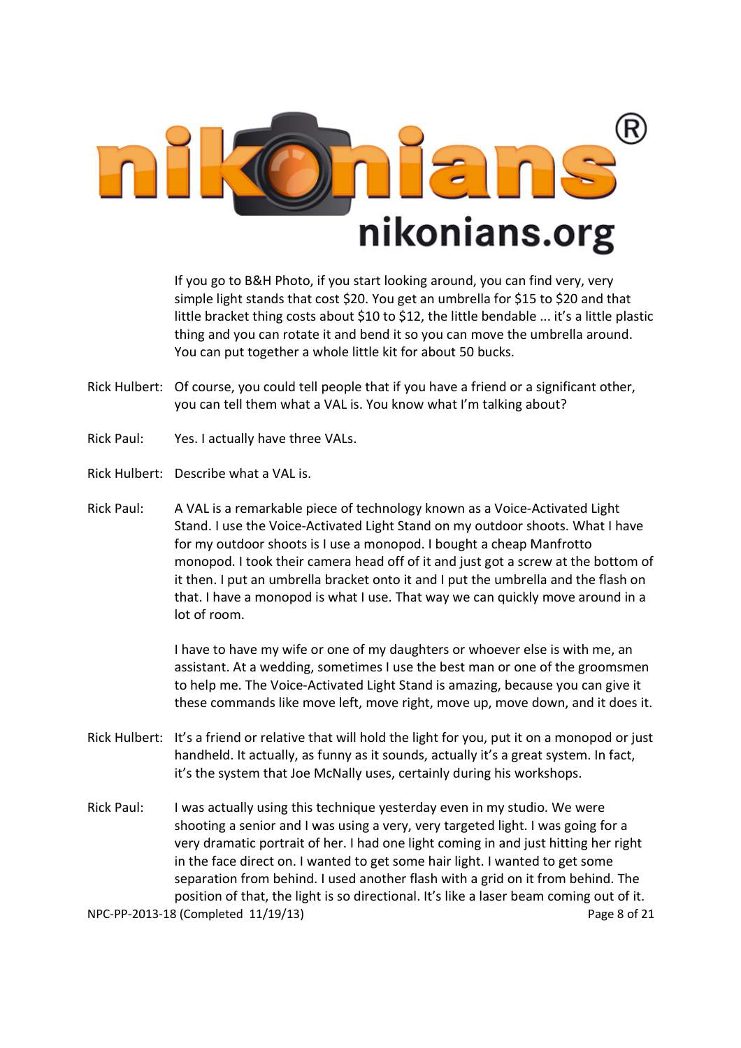If you go to B&H Photo, if you start looking around, you can find very, very simple light stands that cost $20. You get an umbrella for $15 to $20 and that little bracket thing costs about $10 to $12, the little bendable ... it's a little plastic thing and you can rotate it and bend it so you can move the umbrella around. You can put together a whole little kit for about 50 bucks.

Rick Hulbert: Of course, you could tell people that if you have a friend or a significant other, you can tell them what a VAL is. You know what I'm talking about?

Rick Paul: Yes. I actually have three VALs.

Rick Hulbert: Describe what a VAL is.

Rick Paul: A VAL is a remarkable piece of technology known as a Voice-Activated Light Stand. I use the Voice-Activated Light Stand on my outdoor shoots. What I have for my outdoor shoots is I use a monopod. I bought a cheap Manfrotto monopod. I took their camera head off of it and just got a screw at the bottom of it then. I put an umbrella bracket onto it and I put the umbrella and the flash on that. I have a monopod is what I use. That way we can quickly move around in a lot of room.

I have to have my wife or one of my daughters or whoever else is with me, an assistant. At a wedding, sometimes I use the best man or one of the groomsmen to help me. The Voice-Activated Light Stand is amazing, because you can give it these commands like move left, move right, move up, move down, and it does it.

Rick Hulbert: It's a friend or relative that will hold the light for you, put it on a monopod or just handheld. It actually, as funny as it sounds, actually it's a great system. In fact, it's the system that Joe McNally uses, certainly during his workshops.

Rick Paul: I was actually using this technique yesterday even in my studio. We were shooting a senior and I was using a very, very targeted light. I was going for a very dramatic portrait of her. I had one light coming in and just hitting her right in the face direct on. I wanted to get some hair light. I wanted to get some separation from behind. I used another flash with a grid on it from behind. The position of that, the light is so directional. It's like a laser beam coming out of it.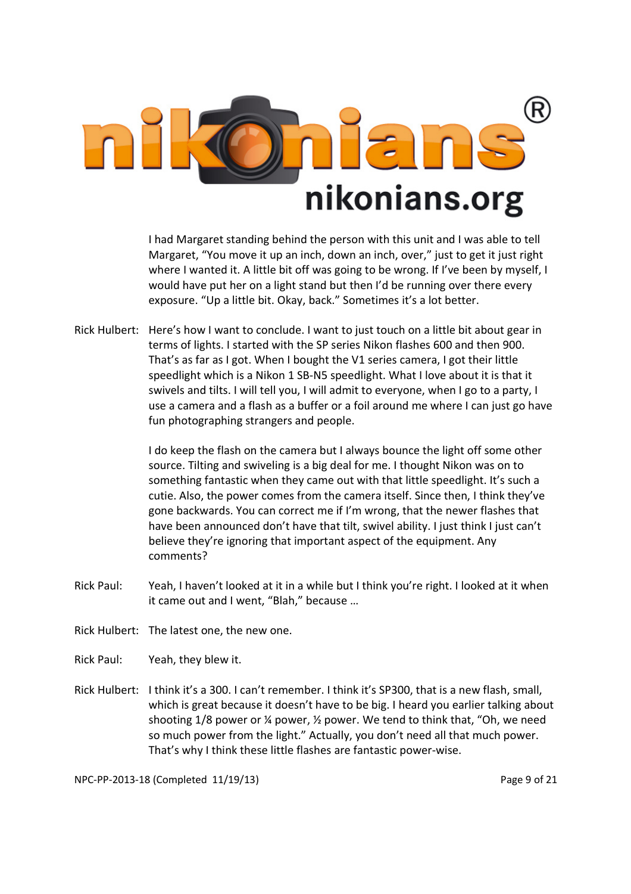I had Margaret standing behind the person with this unit and I was able to tell Margaret, "You move it up an inch, down an inch, over," just to get it just right where I wanted it. A little bit off was going to be wrong. If I've been by myself, I would have put her on a light stand but then I'd be running over there every exposure. "Up a little bit. Okay, back." Sometimes it's a lot better.

Rick Hulbert: Here's how I want to conclude. I want to just touch on a little bit about gear in terms of lights. I started with the SP series Nikon flashes 600 and then 900. That's as far as I got. When I bought the V1 series camera, I got their little speedlight which is a Nikon 1 SB-N5 speedlight. What I love about it is that it swivels and tilts. I will tell you, I will admit to everyone, when I go to a party, I use a camera and a flash as a buffer or a foil around me where I can just go have fun photographing strangers and people.

I do keep the flash on the camera but I always bounce the light off some other source. Tilting and swiveling is a big deal for me. I thought Nikon was on to something fantastic when they came out with that little speedlight. It's such a cutie. Also, the power comes from the camera itself. Since then, I think they've gone backwards. You can correct me if I'm wrong, that the newer flashes that have been announced don't have that tilt, swivel ability. I just think I just can't believe they're ignoring that important aspect of the equipment. Any comments?

Rick Paul: Yeah, I haven't looked at it in a while but I think you're right. I looked at it when it came out and I went, "Blah," because …

Rick Hulbert: The latest one, the new one.

Rick Paul: Yeah, they blew it.

Rick Hulbert: I think it's a 300. I can't remember. I think it's SP300, that is a new flash, small, which is great because it doesn't have to be big. I heard you earlier talking about shooting 1/8 power or ¼ power, ½ power. We tend to think that, "Oh, we need so much power from the light." Actually, you don't need all that much power. That's why I think these little flashes are fantastic power-wise.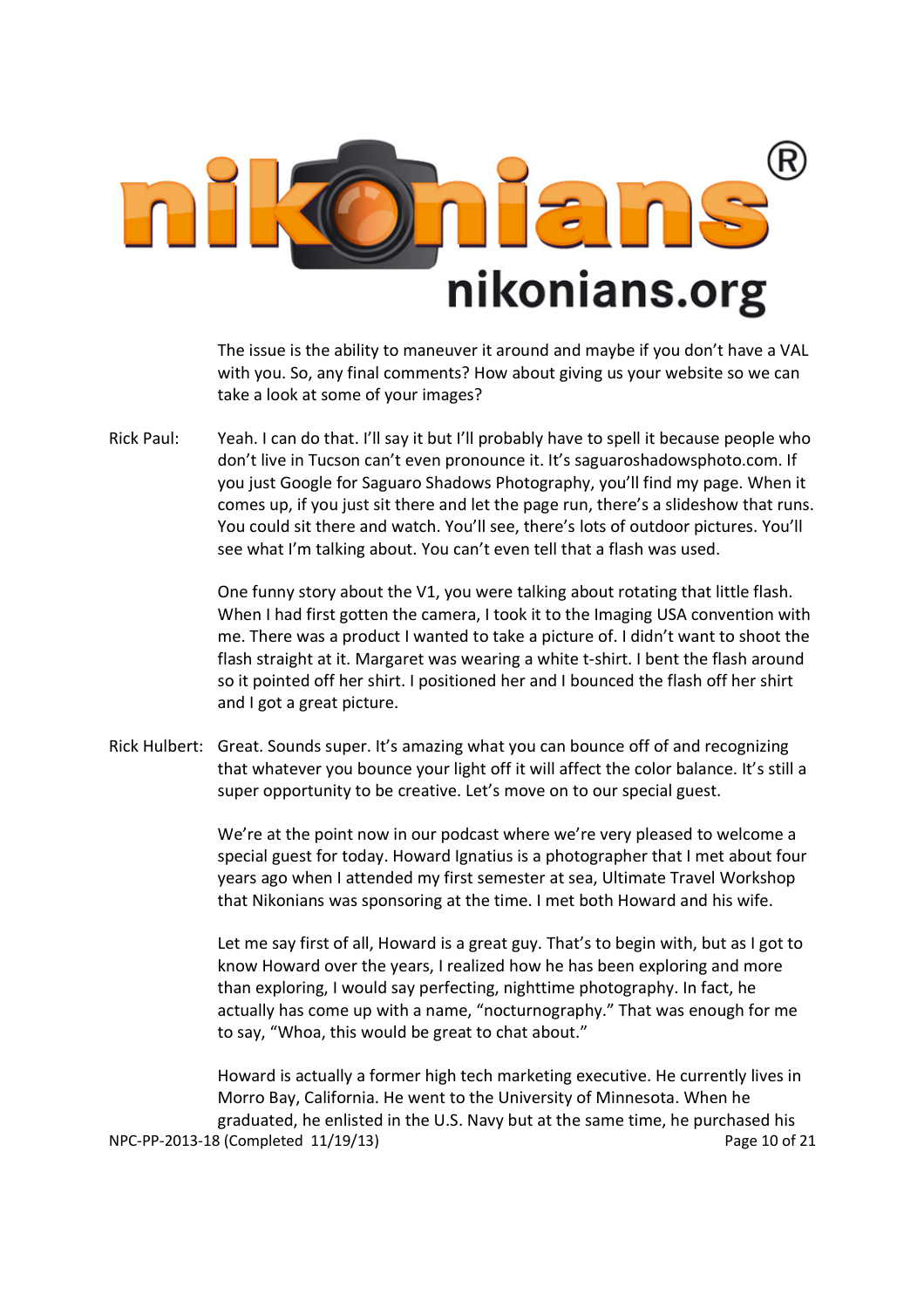The issue is the ability to maneuver it around and maybe if you don't have a VAL with you. So, any final comments? How about giving us your website so we can take a look at some of your images?

Rick Paul: Yeah. I can do that. I'll say it but I'll probably have to spell it because people who don't live in Tucson can't even pronounce it. It's saguaroshadowsphoto.com. If you just Google for Saguaro Shadows Photography, you'll find my page. When it comes up, if you just sit there and let the page run, there's a slideshow that runs. You could sit there and watch. You'll see, there's lots of outdoor pictures. You'll see what I'm talking about. You can't even tell that a flash was used.

One funny story about the V1, you were talking about rotating that little flash. When I had first gotten the camera, I took it to the Imaging USA convention with me. There was a product I wanted to take a picture of. I didn't want to shoot the flash straight at it. Margaret was wearing a white t-shirt. I bent the flash around so it pointed off her shirt. I positioned her and I bounced the flash off her shirt and I got a great picture.

Rick Hulbert: Great. Sounds super. It's amazing what you can bounce off of and recognizing that whatever you bounce your light off it will affect the color balance. It's still a super opportunity to be creative. Let's move on to our special guest.

We're at the point now in our podcast where we're very pleased to welcome a special guest for today. Howard Ignatius is a photographer that I met about four years ago when I attended my first semester at sea, Ultimate Travel Workshop that Nikonians was sponsoring at the time. I met both Howard and his wife.

Let me say first of all, Howard is a great guy. That's to begin with, but as I got to know Howard over the years, I realized how he has been exploring and more than exploring, I would say perfecting, nighttime photography. In fact, he actually has come up with a name, "nocturnography." That was enough for me to say, "Whoa, this would be great to chat about."

Howard is actually a former high tech marketing executive. He currently lives in Morro Bay, California. He went to the University of Minnesota. When he graduated, he enlisted in the U.S. Navy but at the same time, he purchased his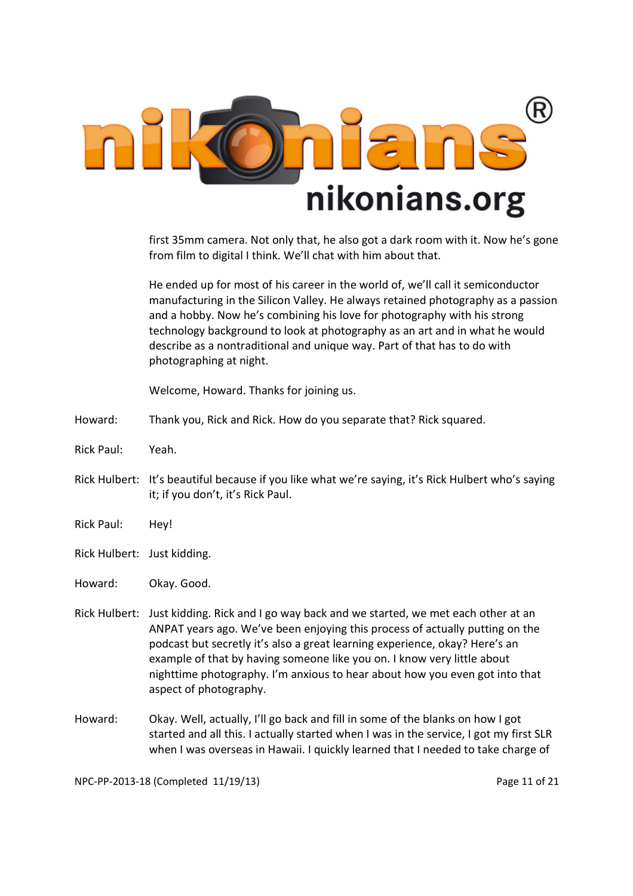first 35mm camera. Not only that, he also got a dark room with it. Now he's gone from film to digital I think. We'll chat with him about that.

He ended up for most of his career in the world of, we'll call it semiconductor manufacturing in the Silicon Valley. He always retained photography as a passion and a hobby. Now he's combining his love for photography with his strong technology background to look at photography as an art and in what he would describe as a nontraditional and unique way. Part of that has to do with photographing at night.

Welcome, Howard. Thanks for joining us.

Howard: Thank you, Rick and Rick. How do you separate that? Rick squared.

Rick Paul: Yeah.

Rick Hulbert: It's beautiful because if you like what we're saying, it's Rick Hulbert who's saying it; if you don't, it's Rick Paul.

Rick Paul: Hey!

Rick Hulbert: Just kidding.

Howard: Okay. Good.

Rick Hulbert: Just kidding. Rick and I go way back and we started, we met each other at an ANPAT years ago. We've been enjoying this process of actually putting on the podcast but secretly it's also a great learning experience, okay? Here's an example of that by having someone like you on. I know very little about nighttime photography. I'm anxious to hear about how you even got into that aspect of photography.

Howard: Okay. Well, actually, I'll go back and fill in some of the blanks on how I got started and all this. I actually started when I was in the service, I got my first SLR when I was overseas in Hawaii. I quickly learned that I needed to take charge of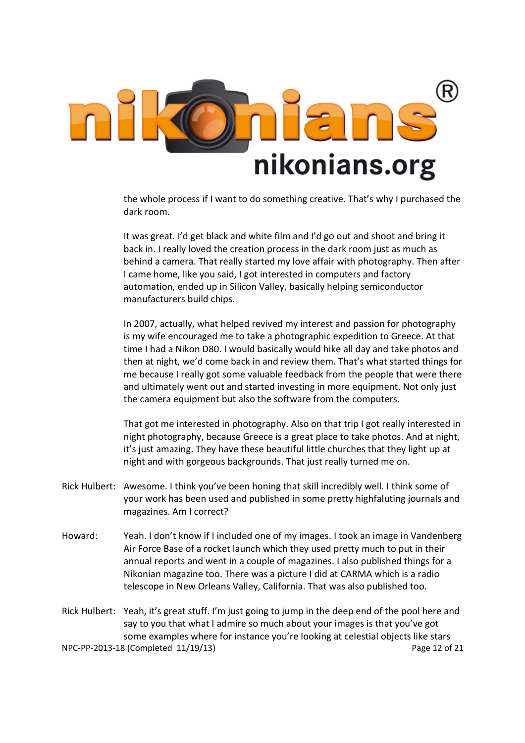the whole process if I want to do something creative. That's why I purchased the dark room.

It was great. I'd get black and white film and I'd go out and shoot and bring it back in. I really loved the creation process in the dark room just as much as behind a camera. That really started my love affair with photography. Then after I came home, like you said, I got interested in computers and factory automation, ended up in Silicon Valley, basically helping semiconductor manufacturers build chips.

In 2007, actually, what helped revived my interest and passion for photography is my wife encouraged me to take a photographic expedition to Greece. At that time I had a Nikon D80. I would basically would hike all day and take photos and then at night, we'd come back in and review them. That's what started things for me because I really got some valuable feedback from the people that were there and ultimately went out and started investing in more equipment. Not only just the camera equipment but also the software from the computers.

That got me interested in photography. Also on that trip I got really interested in night photography, because Greece is a great place to take photos. And at night, it's just amazing. They have these beautiful little churches that they light up at night and with gorgeous backgrounds. That just really turned me on.

Rick Hulbert: Awesome. I think you've been honing that skill incredibly well. I think some of your work has been used and published in some pretty highfaluting journals and magazines. Am I correct?

Howard: Yeah. I don't know if I included one of my images. I took an image in Vandenberg Air Force Base of a rocket launch which they used pretty much to put in their annual reports and went in a couple of magazines. I also published things for a Nikonian magazine too. There was a picture I did at CARMA which is a radio telescope in New Orleans Valley, California. That was also published too.

Rick Hulbert: Yeah, it's great stuff. I'm just going to jump in the deep end of the pool here and say to you that what I admire so much about your images is that you've got some examples where for instance you're looking at celestial objects like stars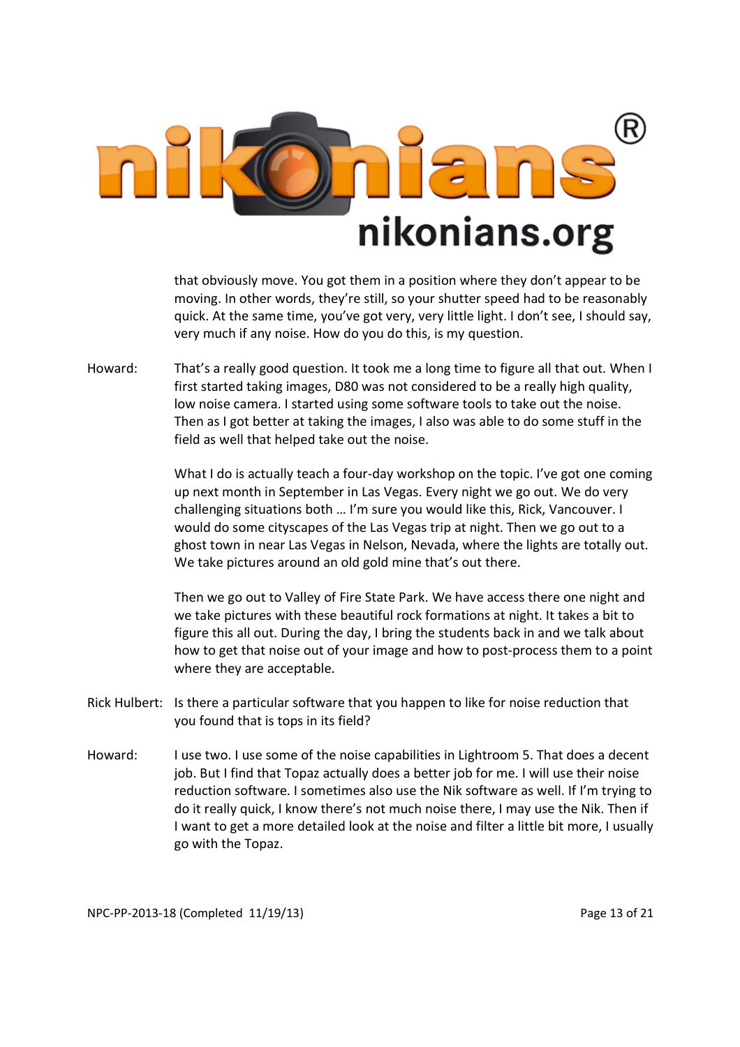that obviously move. You got them in a position where they don't appear to be moving. In other words, they're still, so your shutter speed had to be reasonably quick. At the same time, you've got very, very little light. I don't see, I should say, very much if any noise. How do you do this, is my question.

Howard: That's a really good question. It took me a long time to figure all that out. When I first started taking images, D80 was not considered to be a really high quality, low noise camera. I started using some software tools to take out the noise. Then as I got better at taking the images, I also was able to do some stuff in the field as well that helped take out the noise.

What I do is actually teach a four-day workshop on the topic. I've got one coming up next month in September in Las Vegas. Every night we go out. We do very challenging situations both … I'm sure you would like this, Rick, Vancouver. I would do some cityscapes of the Las Vegas trip at night. Then we go out to a ghost town in near Las Vegas in Nelson, Nevada, where the lights are totally out. We take pictures around an old gold mine that's out there.

Then we go out to Valley of Fire State Park. We have access there one night and we take pictures with these beautiful rock formations at night. It takes a bit to figure this all out. During the day, I bring the students back in and we talk about how to get that noise out of your image and how to post-process them to a point where they are acceptable.

Rick Hulbert: Is there a particular software that you happen to like for noise reduction that you found that is tops in its field?

Howard: I use two. I use some of the noise capabilities in Lightroom 5. That does a decent job. But I find that Topaz actually does a better job for me. I will use their noise reduction software. I sometimes also use the Nik software as well. If I'm trying to do it really quick, I know there's not much noise there, I may use the Nik. Then if I want to get a more detailed look at the noise and filter a little bit more, I usually go with the Topaz.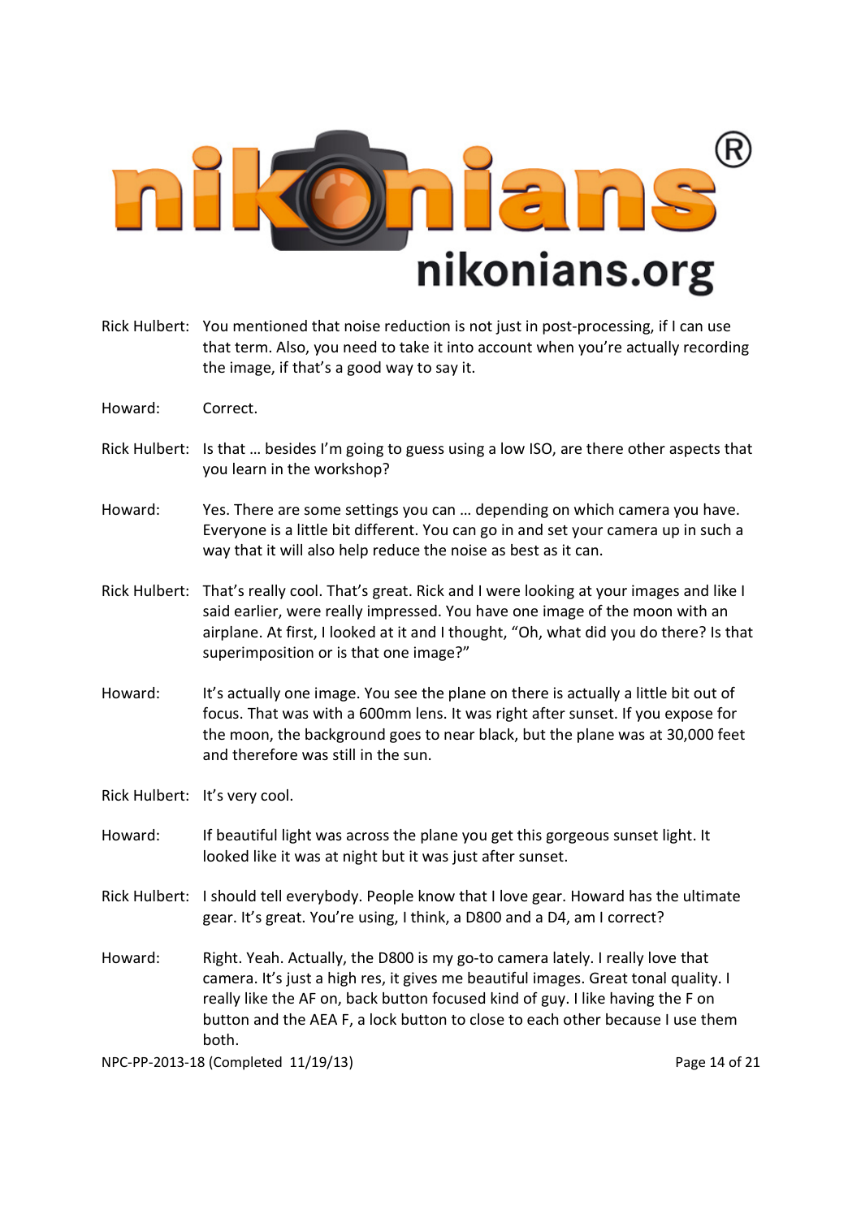Rick Hulbert: You mentioned that noise reduction is not just in post-processing, if I can use that term. Also, you need to take it into account when you're actually recording the image, if that's a good way to say it.

Howard: Correct.

Rick Hulbert: Is that … besides I'm going to guess using a low ISO, are there other aspects that you learn in the workshop?

Howard: Yes. There are some settings you can … depending on which camera you have. Everyone is a little bit different. You can go in and set your camera up in such a way that it will also help reduce the noise as best as it can.

Rick Hulbert: That's really cool. That's great. Rick and I were looking at your images and like I said earlier, were really impressed. You have one image of the moon with an airplane. At first, I looked at it and I thought, "Oh, what did you do there? Is that superimposition or is that one image?"

Howard: It's actually one image. You see the plane on there is actually a little bit out of focus. That was with a 600mm lens. It was right after sunset. If you expose for the moon, the background goes to near black, but the plane was at 30,000 feet and therefore was still in the sun.

Rick Hulbert: It's very cool.

Howard: If beautiful light was across the plane you get this gorgeous sunset light. It looked like it was at night but it was just after sunset.

Rick Hulbert: I should tell everybody. People know that I love gear. Howard has the ultimate gear. It's great. You're using, I think, a D800 and a D4, am I correct?

Howard: Right. Yeah. Actually, the D800 is my go-to camera lately. I really love that camera. It's just a high res, it gives me beautiful images. Great tonal quality. I really like the AF on, back button focused kind of guy. I like having the F on button and the AEA F, a lock button to close to each other because I use them both.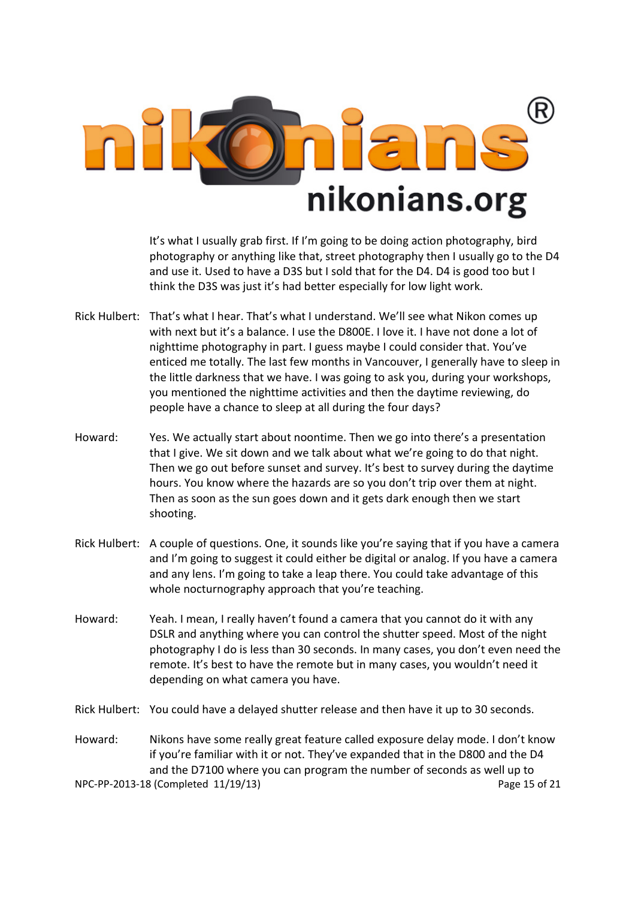It's what I usually grab first. If I'm going to be doing action photography, bird photography or anything like that, street photography then I usually go to the D4 and use it. Used to have a D3S but I sold that for the D4. D4 is good too but I think the D3S was just it's had better especially for low light work.

Rick Hulbert: That's what I hear. That's what I understand. We'll see what Nikon comes up with next but it's a balance. I use the D800E. I love it. I have not done a lot of nighttime photography in part. I guess maybe I could consider that. You've enticed me totally. The last few months in Vancouver, I generally have to sleep in the little darkness that we have. I was going to ask you, during your workshops, you mentioned the nighttime activities and then the daytime reviewing, do people have a chance to sleep at all during the four days?

Howard: Yes. We actually start about noontime. Then we go into there's a presentation that I give. We sit down and we talk about what we're going to do that night. Then we go out before sunset and survey. It's best to survey during the daytime hours. You know where the hazards are so you don't trip over them at night. Then as soon as the sun goes down and it gets dark enough then we start shooting.

Rick Hulbert: A couple of questions. One, it sounds like you're saying that if you have a camera and I'm going to suggest it could either be digital or analog. If you have a camera and any lens. I'm going to take a leap there. You could take advantage of this whole nocturnography approach that you're teaching.

Howard: Yeah. I mean, I really haven't found a camera that you cannot do it with any DSLR and anything where you can control the shutter speed. Most of the night photography I do is less than 30 seconds. In many cases, you don't even need the remote. It's best to have the remote but in many cases, you wouldn't need it depending on what camera you have.

Rick Hulbert: You could have a delayed shutter release and then have it up to 30 seconds.

Howard: Nikons have some really great feature called exposure delay mode. I don't know if you're familiar with it or not. They've expanded that in the D800 and the D4 and the D7100 where you can program the number of seconds as well up to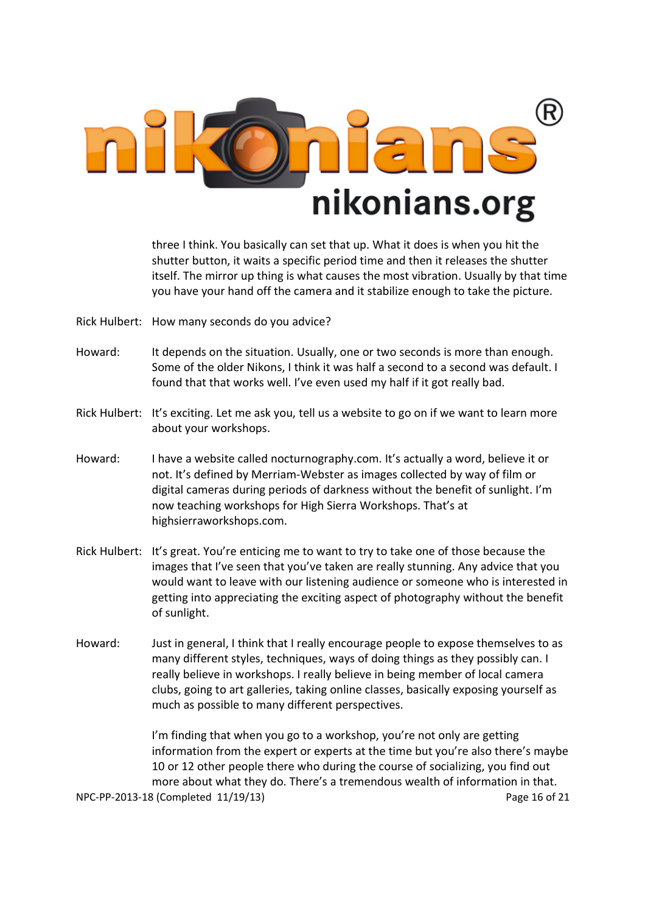three I think. You basically can set that up. What it does is when you hit the shutter button, it waits a specific period time and then it releases the shutter itself. The mirror up thing is what causes the most vibration. Usually by that time you have your hand off the camera and it stabilize enough to take the picture.

Rick Hulbert: How many seconds do you advice?

Howard: It depends on the situation. Usually, one or two seconds is more than enough. Some of the older Nikons, I think it was half a second to a second was default. I found that that works well. I've even used my half if it got really bad.

Rick Hulbert: It's exciting. Let me ask you, tell us a website to go on if we want to learn more about your workshops.

Howard: I have a website called nocturnography.com. It's actually a word, believe it or not. It's defined by Merriam-Webster as images collected by way of film or digital cameras during periods of darkness without the benefit of sunlight. I'm now teaching workshops for High Sierra Workshops. That's at highsierraworkshops.com.

Rick Hulbert: It's great. You're enticing me to want to try to take one of those because the images that I've seen that you've taken are really stunning. Any advice that you would want to leave with our listening audience or someone who is interested in getting into appreciating the exciting aspect of photography without the benefit of sunlight.

Howard: Just in general, I think that I really encourage people to expose themselves to as many different styles, techniques, ways of doing things as they possibly can. I really believe in workshops. I really believe in being member of local camera clubs, going to art galleries, taking online classes, basically exposing yourself as much as possible to many different perspectives.

I'm finding that when you go to a workshop, you're not only are getting information from the expert or experts at the time but you're also there's maybe 10 or 12 other people there who during the course of socializing, you find out more about what they do. There's a tremendous wealth of information in that.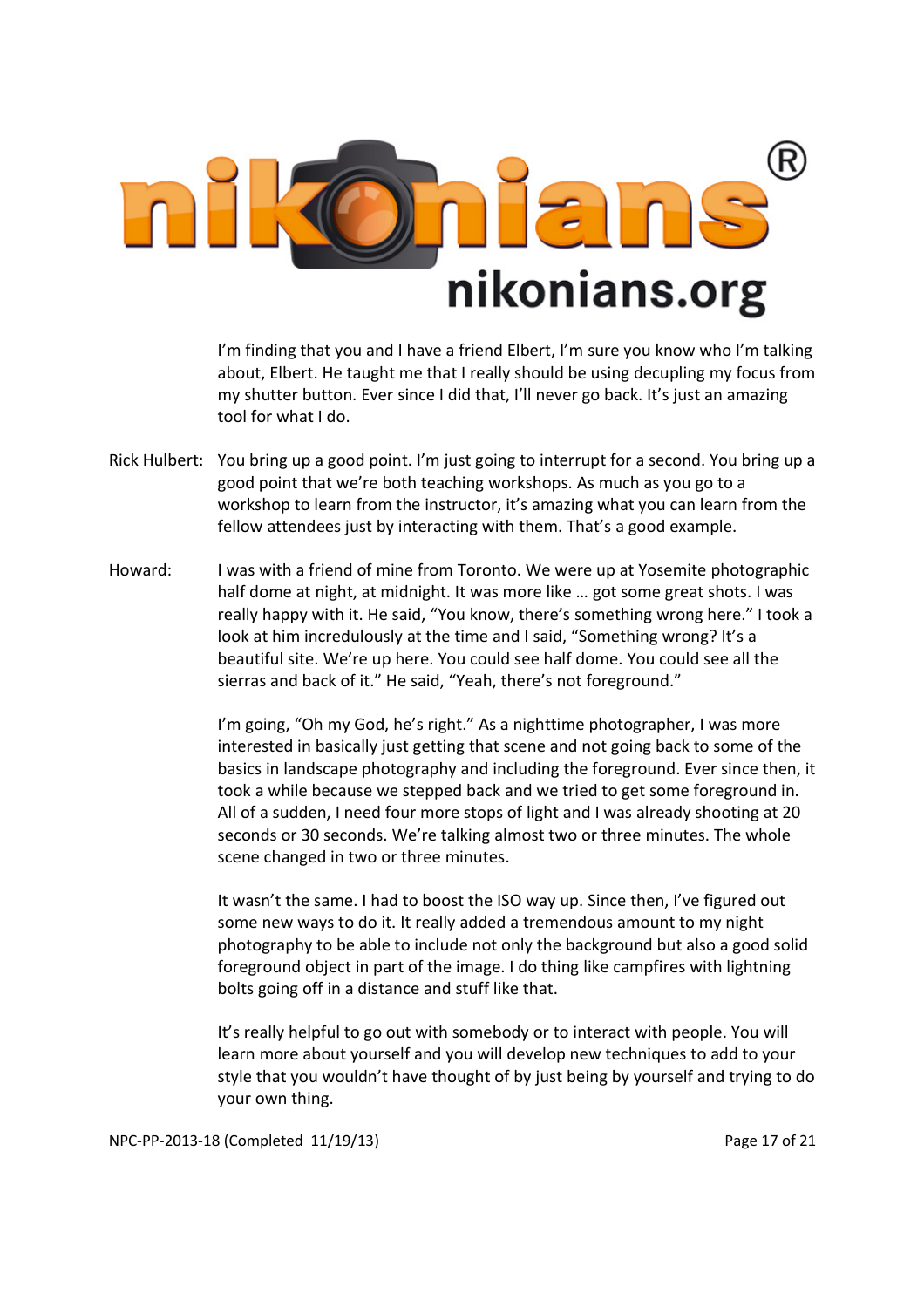I'm finding that you and I have a friend Elbert, I'm sure you know who I'm talking about, Elbert. He taught me that I really should be using decupling my focus from my shutter button. Ever since I did that, I'll never go back. It's just an amazing tool for what I do.

Rick Hulbert: You bring up a good point. I'm just going to interrupt for a second. You bring up a good point that we're both teaching workshops. As much as you go to a workshop to learn from the instructor, it's amazing what you can learn from the fellow attendees just by interacting with them. That's a good example.

Howard: I was with a friend of mine from Toronto. We were up at Yosemite photographic half dome at night, at midnight. It was more like … got some great shots. I was really happy with it. He said, "You know, there's something wrong here." I took a look at him incredulously at the time and I said, "Something wrong? It's a beautiful site. We're up here. You could see half dome. You could see all the sierras and back of it." He said, "Yeah, there's not foreground."

I'm going, "Oh my God, he's right." As a nighttime photographer, I was more interested in basically just getting that scene and not going back to some of the basics in landscape photography and including the foreground. Ever since then, it took a while because we stepped back and we tried to get some foreground in. All of a sudden, I need four more stops of light and I was already shooting at 20 seconds or 30 seconds. We're talking almost two or three minutes. The whole scene changed in two or three minutes.

It wasn't the same. I had to boost the ISO way up. Since then, I've figured out some new ways to do it. It really added a tremendous amount to my night photography to be able to include not only the background but also a good solid foreground object in part of the image. I do thing like campfires with lightning bolts going off in a distance and stuff like that.

It's really helpful to go out with somebody or to interact with people. You will learn more about yourself and you will develop new techniques to add to your style that you wouldn't have thought of by just being by yourself and trying to do your own thing.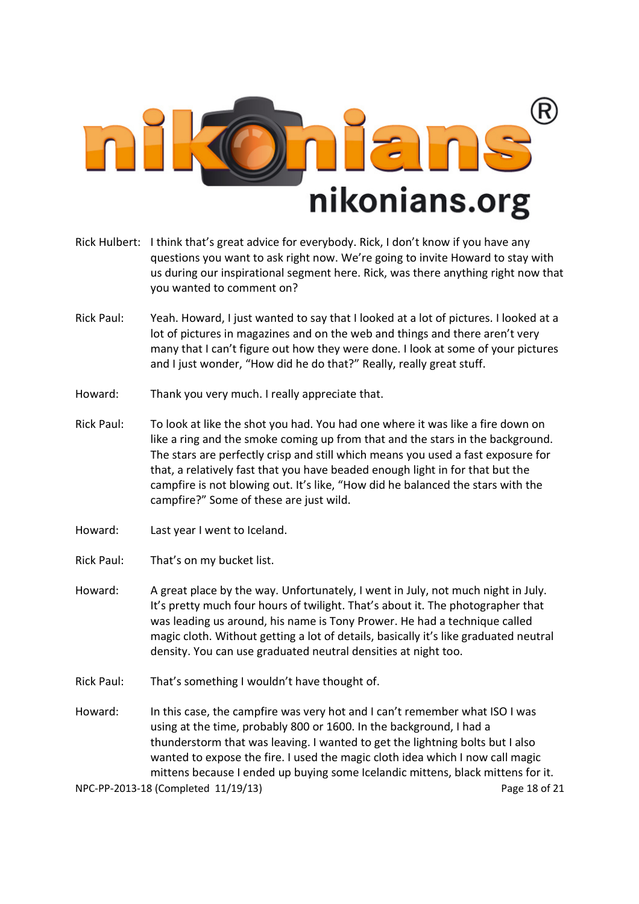Rick Hulbert: I think that's great advice for everybody. Rick, I don't know if you have any questions you want to ask right now. We're going to invite Howard to stay with us during our inspirational segment here. Rick, was there anything right now that you wanted to comment on?

Rick Paul: Yeah. Howard, I just wanted to say that I looked at a lot of pictures. I looked at a lot of pictures in magazines and on the web and things and there aren't very many that I can't figure out how they were done. I look at some of your pictures and I just wonder, "How did he do that?" Really, really great stuff.

Howard: Thank you very much. I really appreciate that.

Rick Paul: To look at like the shot you had. You had one where it was like a fire down on like a ring and the smoke coming up from that and the stars in the background. The stars are perfectly crisp and still which means you used a fast exposure for that, a relatively fast that you have beaded enough light in for that but the campfire is not blowing out. It's like, "How did he balanced the stars with the campfire?" Some of these are just wild.

Howard: Last year I went to Iceland.

Rick Paul: That's on my bucket list.

Howard: A great place by the way. Unfortunately, I went in July, not much night in July. It's pretty much four hours of twilight. That's about it. The photographer that was leading us around, his name is Tony Prower. He had a technique called magic cloth. Without getting a lot of details, basically it's like graduated neutral density. You can use graduated neutral densities at night too.

Rick Paul: That's something I wouldn't have thought of.

Howard: In this case, the campfire was very hot and I can't remember what ISO I was using at the time, probably 800 or 1600. In the background, I had a thunderstorm that was leaving. I wanted to get the lightning bolts but I also wanted to expose the fire. I used the magic cloth idea which I now call magic mittens because I ended up buying some Icelandic mittens, black mittens for it.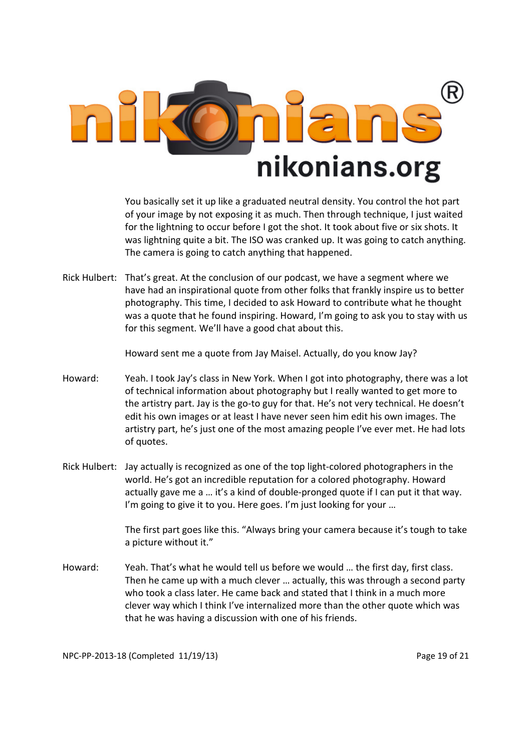You basically set it up like a graduated neutral density. You control the hot part of your image by not exposing it as much. Then through technique, I just waited for the lightning to occur before I got the shot. It took about five or six shots. It was lightning quite a bit. The ISO was cranked up. It was going to catch anything. The camera is going to catch anything that happened.

Rick Hulbert: That's great. At the conclusion of our podcast, we have a segment where we have had an inspirational quote from other folks that frankly inspire us to better photography. This time, I decided to ask Howard to contribute what he thought was a quote that he found inspiring. Howard, I'm going to ask you to stay with us for this segment. We'll have a good chat about this.

Howard sent me a quote from Jay Maisel. Actually, do you know Jay?

Howard: Yeah. I took Jay's class in New York. When I got into photography, there was a lot of technical information about photography but I really wanted to get more to the artistry part. Jay is the go-to guy for that. He's not very technical. He doesn't edit his own images or at least I have never seen him edit his own images. The artistry part, he's just one of the most amazing people I've ever met. He had lots of quotes.

Rick Hulbert: Jay actually is recognized as one of the top light-colored photographers in the world. He's got an incredible reputation for a colored photography. Howard actually gave me a … it's a kind of double-pronged quote if I can put it that way. I'm going to give it to you. Here goes. I'm just looking for your …

The first part goes like this. "Always bring your camera because it's tough to take a picture without it."

Howard: Yeah. That's what he would tell us before we would … the first day, first class. Then he came up with a much clever … actually, this was through a second party who took a class later. He came back and stated that I think in a much more clever way which I think I've internalized more than the other quote which was that he was having a discussion with one of his friends.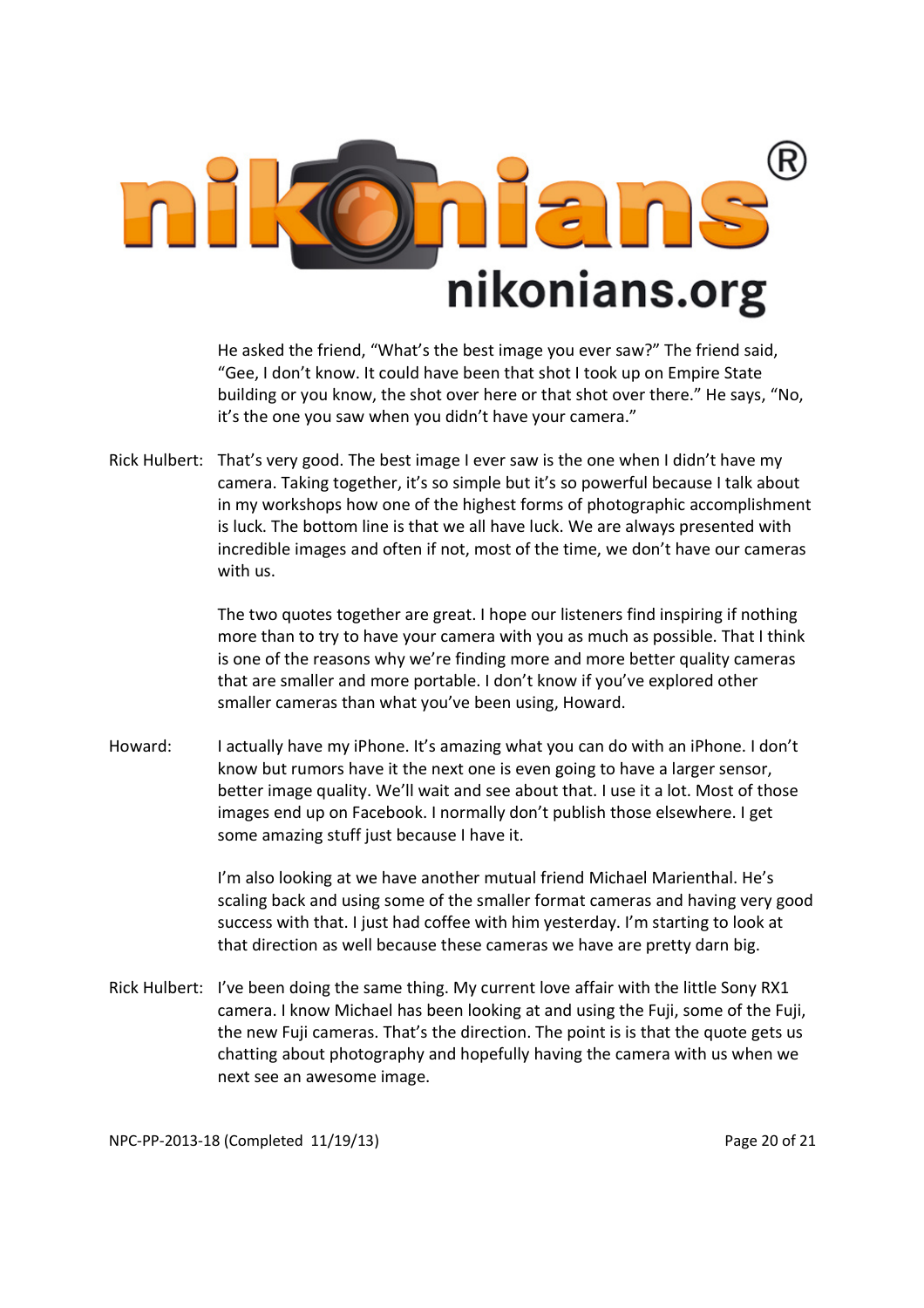He asked the friend, “What’s the best image you ever saw?” The friend said, “Gee, I don’t know. It could have been that shot I took up on Empire State building or you know, the shot over here or that shot over there.” He says, “No, it’s the one you saw when you didn’t have your camera.”

Rick Hulbert: That’s very good. The best image I ever saw is the one when I didn’t have my camera. Taking together, it’s so simple but it’s so powerful because I talk about in my workshops how one of the highest forms of photographic accomplishment is luck. The bottom line is that we all have luck. We are always presented with incredible images and often if not, most of the time, we don’t have our cameras with us.

The two quotes together are great. I hope our listeners find inspiring if nothing more than to try to have your camera with you as much as possible. That I think is one of the reasons why we’re finding more and more better quality cameras that are smaller and more portable. I don’t know if you’ve explored other smaller cameras than what you’ve been using, Howard.

Howard: I actually have my iPhone. It’s amazing what you can do with an iPhone. I don’t know but rumors have it the next one is even going to have a larger sensor, better image quality. We’ll wait and see about that. I use it a lot. Most of those images end up on Facebook. I normally don’t publish those elsewhere. I get some amazing stuff just because I have it.

I’m also looking at we have another mutual friend Michael Marienthal. He’s scaling back and using some of the smaller format cameras and having very good success with that. I just had coffee with him yesterday. I’m starting to look at that direction as well because these cameras we have are pretty darn big.

Rick Hulbert: I’ve been doing the same thing. My current love affair with the little Sony RX1 camera. I know Michael has been looking at and using the Fuji, some of the Fuji, the new Fuji cameras. That’s the direction. The point is is that the quote gets us chatting about photography and hopefully having the camera with us when we next see an awesome image.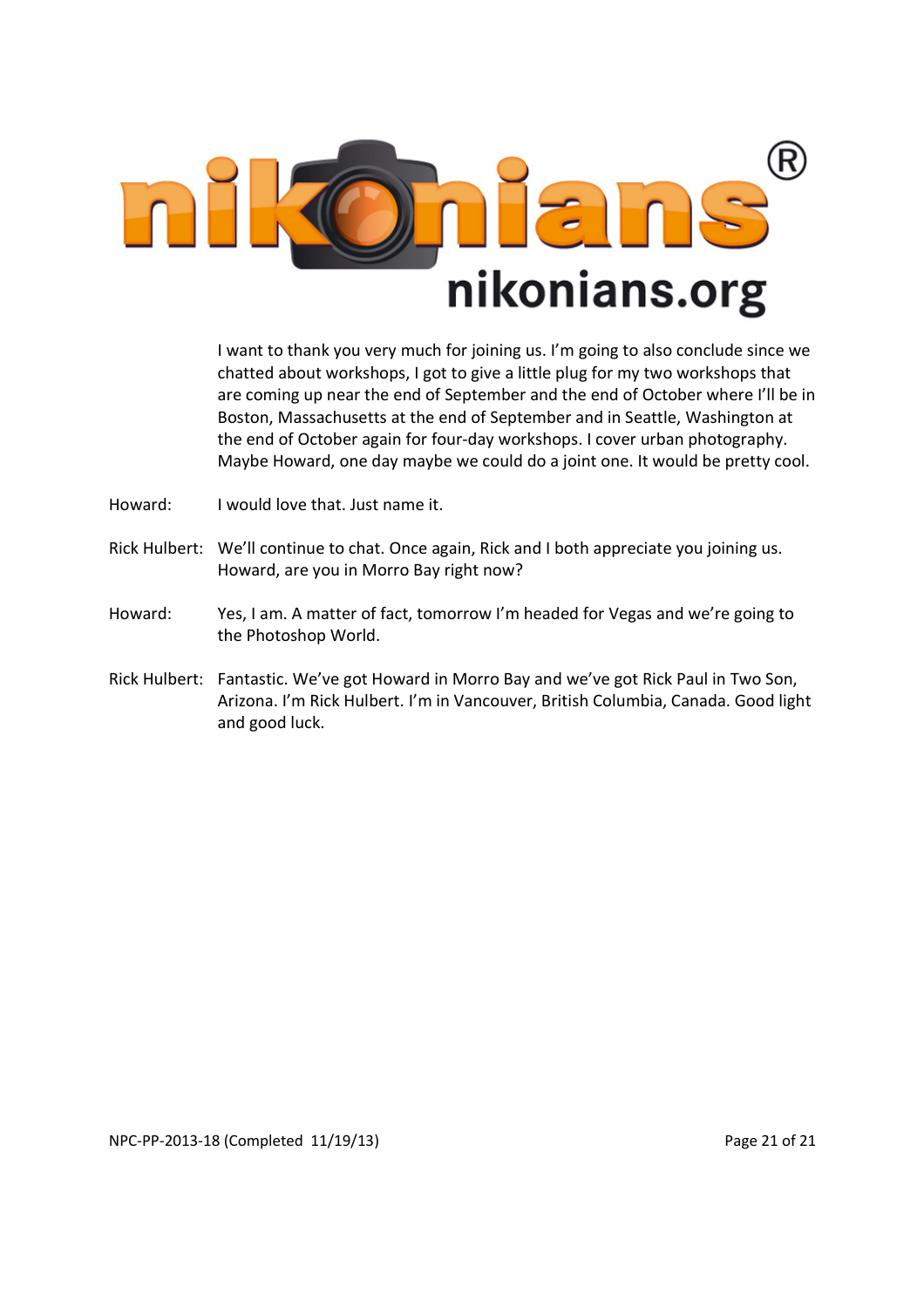I want to thank you very much for joining us. I'm going to also conclude since we chatted about workshops, I got to give a little plug for my two workshops that are coming up near the end of September and the end of October where I'll be in Boston, Massachusetts at the end of September and in Seattle, Washington at the end of October again for four-day workshops. I cover urban photography. Maybe Howard, one day maybe we could do a joint one. It would be pretty cool.

Howard: I would love that. Just name it.

Rick Hulbert: We'll continue to chat. Once again, Rick and I both appreciate you joining us. Howard, are you in Morro Bay right now?

Howard: Yes, I am. A matter of fact, tomorrow I'm headed for Vegas and we're going to the Photoshop World.

Rick Hulbert: Fantastic. We've got Howard in Morro Bay and we've got Rick Paul in Two Son, Arizona. I'm Rick Hulbert. I'm in Vancouver, British Columbia, Canada. Good light and good luck.